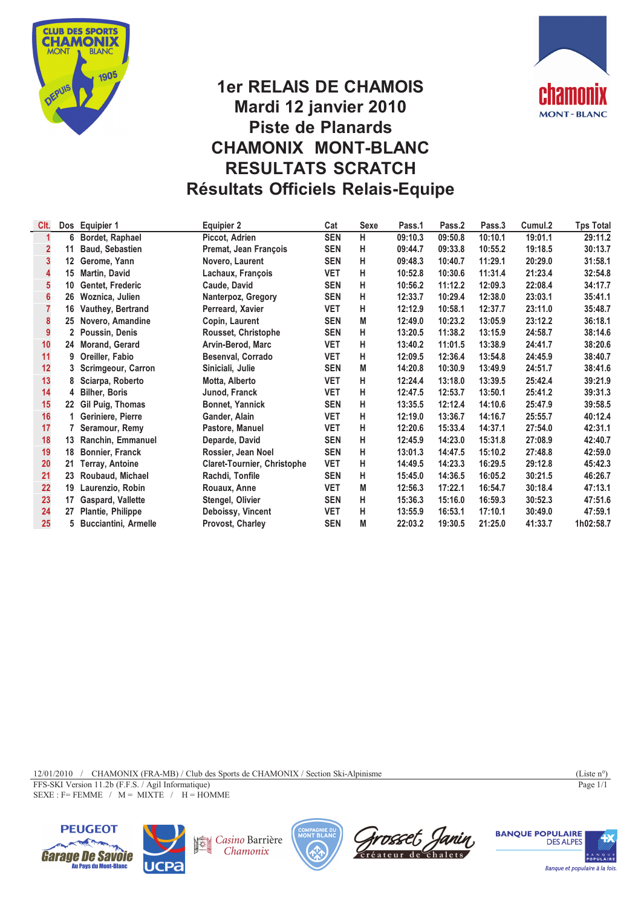# 1er RELAIS DE CHAMOIS
## Mardi 12 janvier 2010
## Piste de Planards
## CHAMONIX MONT-BLANC
## RESULTATS SCRATCH
## Résultats Officiels Relais-Equipe

| Clt. | Dos | Equipier 1 | Equipier 2 | Cat | Sexe | Pass.1 | Pass.2 | Pass.3 | Cumul.2 | Tps Total |
|---|---|---|---|---|---|---|---|---|---|---|
| 1 | 6 | Bordet, Raphael | Piccot, Adrien | SEN | H | 09:10.3 | 09:50.8 | 10:10.1 | 19:01.1 | 29:11.2 |
| 2 | 11 | Baud, Sebastien | Premat, Jean François | SEN | H | 09:44.7 | 09:33.8 | 10:55.2 | 19:18.5 | 30:13.7 |
| 3 | 12 | Gerome, Yann | Novero, Laurent | SEN | H | 09:48.3 | 10:40.7 | 11:29.1 | 20:29.0 | 31:58.1 |
| 4 | 15 | Martin, David | Lachaux, François | VET | H | 10:52.8 | 10:30.6 | 11:31.4 | 21:23.4 | 32:54.8 |
| 5 | 10 | Gentet, Frederic | Caude, David | SEN | H | 10:56.2 | 11:12.2 | 12:09.3 | 22:08.4 | 34:17.7 |
| 6 | 26 | Woznica, Julien | Nanterpoz, Gregory | SEN | H | 12:33.7 | 10:29.4 | 12:38.0 | 23:03.1 | 35:41.1 |
| 7 | 16 | Vauthey, Bertrand | Perreard, Xavier | VET | H | 12:12.9 | 10:58.1 | 12:37.7 | 23:11.0 | 35:48.7 |
| 8 | 25 | Novero, Amandine | Copin, Laurent | SEN | M | 12:49.0 | 10:23.2 | 13:05.9 | 23:12.2 | 36:18.1 |
| 9 | 2 | Poussin, Denis | Rousset, Christophe | SEN | H | 13:20.5 | 11:38.2 | 13:15.9 | 24:58.7 | 38:14.6 |
| 10 | 24 | Morand, Gerard | Arvin-Berod, Marc | VET | H | 13:40.2 | 11:01.5 | 13:38.9 | 24:41.7 | 38:20.6 |
| 11 | 9 | Oreiller, Fabio | Besenval, Corrado | VET | H | 12:09.5 | 12:36.4 | 13:54.8 | 24:45.9 | 38:40.7 |
| 12 | 3 | Scrimgeour, Carron | Siniciali, Julie | SEN | M | 14:20.8 | 10:30.9 | 13:49.9 | 24:51.7 | 38:41.6 |
| 13 | 8 | Sciarpa, Roberto | Motta, Alberto | VET | H | 12:24.4 | 13:18.0 | 13:39.5 | 25:42.4 | 39:21.9 |
| 14 | 4 | Bilher, Boris | Junod, Franck | VET | H | 12:47.5 | 12:53.7 | 13:50.1 | 25:41.2 | 39:31.3 |
| 15 | 22 | Gil Puig, Thomas | Bonnet, Yannick | SEN | H | 13:35.5 | 12:12.4 | 14:10.6 | 25:47.9 | 39:58.5 |
| 16 | 1 | Geriniere, Pierre | Gander, Alain | VET | H | 12:19.0 | 13:36.7 | 14:16.7 | 25:55.7 | 40:12.4 |
| 17 | 7 | Seramour, Remy | Pastore, Manuel | VET | H | 12:20.6 | 15:33.4 | 14:37.1 | 27:54.0 | 42:31.1 |
| 18 | 13 | Ranchin, Emmanuel | Deparde, David | SEN | H | 12:45.9 | 14:23.0 | 15:31.8 | 27:08.9 | 42:40.7 |
| 19 | 18 | Bonnier, Franck | Rossier, Jean Noel | SEN | H | 13:01.3 | 14:47.5 | 15:10.2 | 27:48.8 | 42:59.0 |
| 20 | 21 | Terray, Antoine | Claret-Tournier, Christophe | VET | H | 14:49.5 | 14:23.3 | 16:29.5 | 29:12.8 | 45:42.3 |
| 21 | 23 | Roubaud, Michael | Rachdi, Tonfile | SEN | H | 15:45.0 | 14:36.5 | 16:05.2 | 30:21.5 | 46:26.7 |
| 22 | 19 | Laurenzio, Robin | Rouaux, Anne | VET | M | 12:56.3 | 17:22.1 | 16:54.7 | 30:18.4 | 47:13.1 |
| 23 | 17 | Gaspard, Vallette | Stengel, Olivier | SEN | H | 15:36.3 | 15:16.0 | 16:59.3 | 30:52.3 | 47:51.6 |
| 24 | 27 | Plantie, Philippe | Deboissy, Vincent | VET | H | 13:55.9 | 16:53.1 | 17:10.1 | 30:49.0 | 47:59.1 |
| 25 | 5 | Bucciantini, Armelle | Provost, Charley | SEN | M | 22:03.2 | 19:30.5 | 21:25.0 | 41:33.7 | 1h02:58.7 |

12/01/2010 / CHAMONIX (FRA-MB) / Club des Sports de CHAMONIX / Section Ski-Alpinisme (Liste n°)
FFS-SKI Version 11.2b (F.F.S. / Agil Informatique) Page 1/1
SEXE : F= FEMME / M = MIXTE / H = HOMME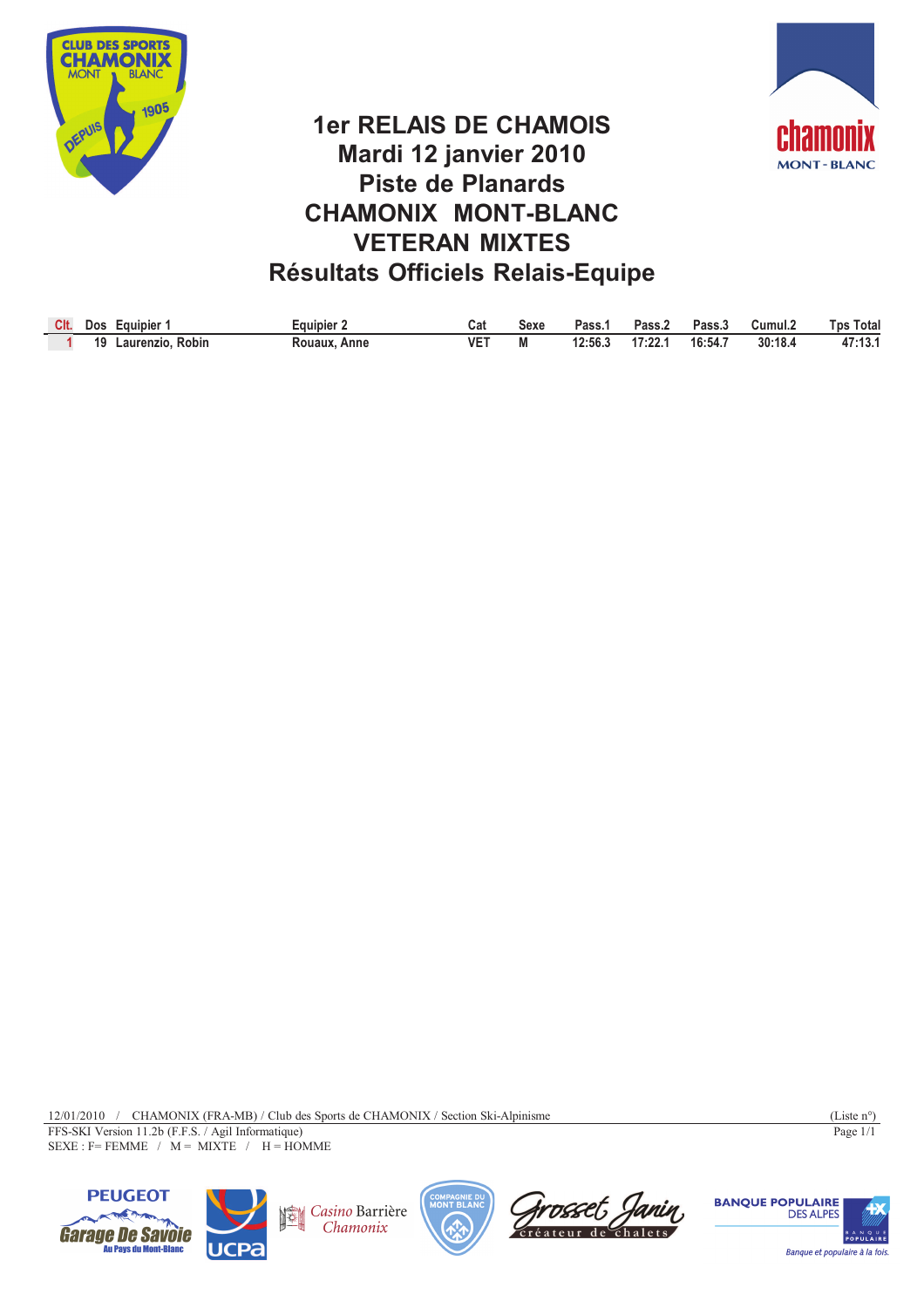# 1er RELAIS DE CHAMOIS
## Mardi 12 janvier 2010
## Piste de Planards
## CHAMONIX MONT-BLANC
## VETERAN MIXTES
## Résultats Officiels Relais-Equipe

| Clt. | Dos | Equipier 1 | Equipier 2 | Cat | Sexe | Pass.1 | Pass.2 | Pass.3 | Cumul.2 | Tps Total |
|---|---|---|---|---|---|---|---|---|---|---|
| 1 | 19 | Laurenzio, Robin | Rouaux, Anne | VET | M | 12:56.3 | 17:22.1 | 16:54.7 | 30:18.4 | 47:13.1 |

12/01/2010 / CHAMONIX (FRA-MB) / Club des Sports de CHAMONIX / Section Ski-Alpinisme (Liste n°)

FFS-SKI Version 11.2b (F.F.S. / Agil Informatique)

SEXE : F= FEMME / M = MIXTE / H = HOMME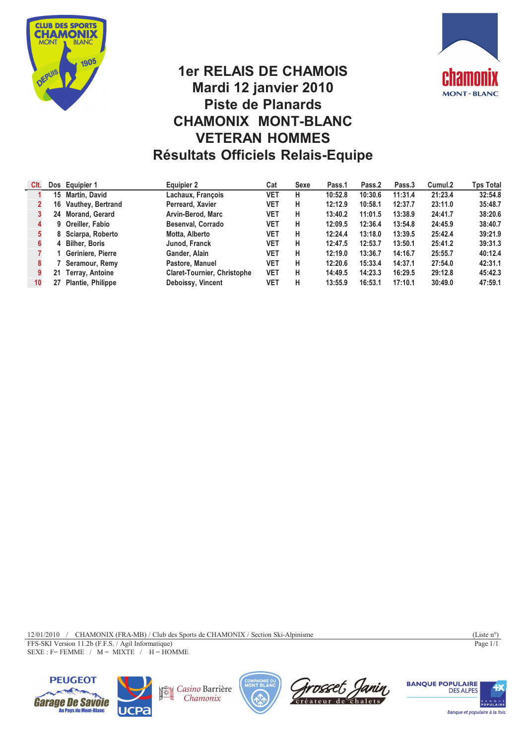# 1er RELAIS DE CHAMOIS
## Mardi 12 janvier 2010
## Piste de Planards
## CHAMONIX MONT-BLANC
## VETERAN HOMMES
## Résultats Officiels Relais-Equipe

| Clt. | Dos | Equipier 1 | Equipier 2 | Cat | Sexe | Pass.1 | Pass.2 | Pass.3 | Cumul.2 | Tps Total |
|---|---|---|---|---|---|---|---|---|---|---|
| 1 | 15 | Martin, David | Lachaux, François | VET | H | 10:52.8 | 10:30.6 | 11:31.4 | 21:23.4 | 32:54.8 |
| 2 | 16 | Vauthey, Bertrand | Perreard, Xavier | VET | H | 12:12.9 | 10:58.1 | 12:37.7 | 23:11.0 | 35:48.7 |
| 3 | 24 | Morand, Gerard | Arvin-Berod, Marc | VET | H | 13:40.2 | 11:01.5 | 13:38.9 | 24:41.7 | 38:20.6 |
| 4 | 9 | Oreiller, Fabio | Besenval, Corrado | VET | H | 12:09.5 | 12:36.4 | 13:54.8 | 24:45.9 | 38:40.7 |
| 5 | 8 | Sciarpa, Roberto | Motta, Alberto | VET | H | 12:24.4 | 13:18.0 | 13:39.5 | 25:42.4 | 39:21.9 |
| 6 | 4 | Bilher, Boris | Junod, Franck | VET | H | 12:47.5 | 12:53.7 | 13:50.1 | 25:41.2 | 39:31.3 |
| 7 | 1 | Geriniere, Pierre | Gander, Alain | VET | H | 12:19.0 | 13:36.7 | 14:16.7 | 25:55.7 | 40:12.4 |
| 8 | 7 | Seramour, Remy | Pastore, Manuel | VET | H | 12:20.6 | 15:33.4 | 14:37.1 | 27:54.0 | 42:31.1 |
| 9 | 21 | Terray, Antoine | Claret-Tournier, Christophe | VET | H | 14:49.5 | 14:23.3 | 16:29.5 | 29:12.8 | 45:42.3 |
| 10 | 27 | Plantie, Philippe | Deboissy, Vincent | VET | H | 13:55.9 | 16:53.1 | 17:10.1 | 30:49.0 | 47:59.1 |

12/01/2010 / CHAMONIX (FRA-MB) / Club des Sports de CHAMONIX / Section Ski-Alpinisme (Liste n°)

FFS-SKI Version 11.2b (F.F.S. / Agil Informatique) Page 1/1

SEXE : F= FEMME / M = MIXTE / H = HOMME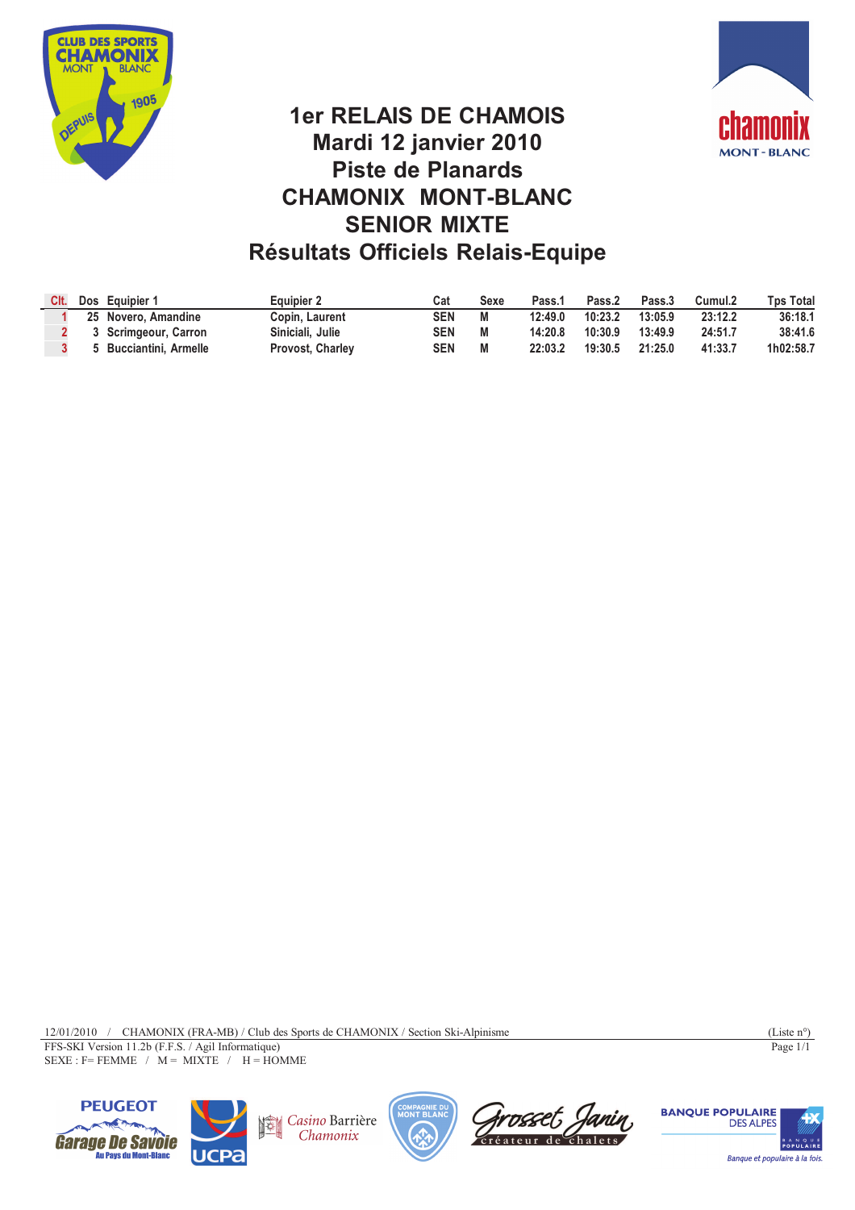# 1er RELAIS DE CHAMOIS
## Mardi 12 janvier 2010
## Piste de Planards
## CHAMONIX MONT-BLANC
## SENIOR MIXTE
## Résultats Officiels Relais-Equipe

| Clt. | Dos | Equipier 1 | Equipier 2 | Cat | Sexe | Pass.1 | Pass.2 | Pass.3 | Cumul.2 | Tps Total |
|---|---|---|---|---|---|---|---|---|---|---|
| 1 | 25 | Novero, Amandine | Copin, Laurent | SEN | M | 12:49.0 | 10:23.2 | 13:05.9 | 23:12.2 | 36:18.1 |
| 2 | 3 | Scrimgeour, Carron | Siniciali, Julie | SEN | M | 14:20.8 | 10:30.9 | 13:49.9 | 24:51.7 | 38:41.6 |
| 3 | 5 | Bucciantini, Armelle | Provost, Charley | SEN | M | 22:03.2 | 19:30.5 | 21:25.0 | 41:33.7 | 1h02:58.7 |

12/01/2010 / CHAMONIX (FRA-MB) / Club des Sports de CHAMONIX / Section Ski-Alpinisme (Liste n°)

FFS-SKI Version 11.2b (F.F.S. / Agil Informatique)

SEXE : F= FEMME / M = MIXTE / H = HOMME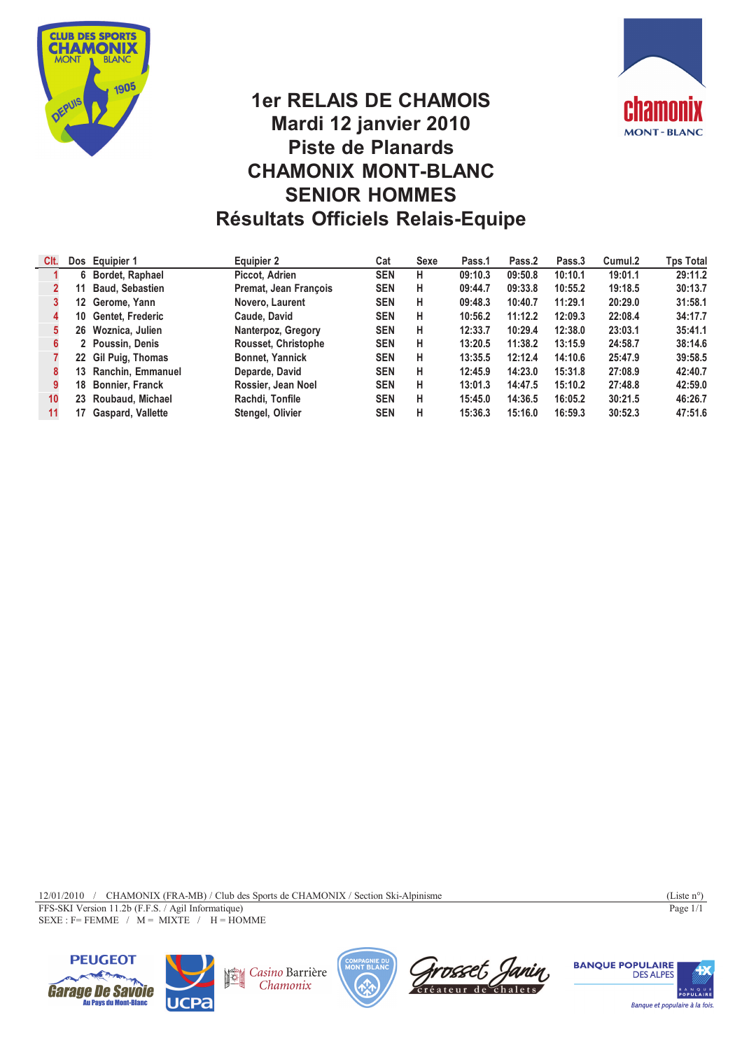# 1er RELAIS DE CHAMOIS
# Mardi 12 janvier 2010
# Piste de Planards
# CHAMONIX MONT-BLANC
# SENIOR HOMMES
# Résultats Officiels Relais-Equipe

| Clt. | Dos | Equipier 1 | Equipier 2 | Cat | Sexe | Pass.1 | Pass.2 | Pass.3 | Cumul.2 | Tps Total |
|---|---|---|---|---|---|---|---|---|---|---|
| 1 | 6 | Bordet, Raphael | Piccot, Adrien | SEN | H | 09:10.3 | 09:50.8 | 10:10.1 | 19:01.1 | 29:11.2 |
| 2 | 11 | Baud, Sebastien | Premat, Jean François | SEN | H | 09:44.7 | 09:33.8 | 10:55.2 | 19:18.5 | 30:13.7 |
| 3 | 12 | Gerome, Yann | Novero, Laurent | SEN | H | 09:48.3 | 10:40.7 | 11:29.1 | 20:29.0 | 31:58.1 |
| 4 | 10 | Gentet, Frederic | Caude, David | SEN | H | 10:56.2 | 11:12.2 | 12:09.3 | 22:08.4 | 34:17.7 |
| 5 | 26 | Woznica, Julien | Nanterpoz, Gregory | SEN | H | 12:33.7 | 10:29.4 | 12:38.0 | 23:03.1 | 35:41.1 |
| 6 | 2 | Poussin, Denis | Rousset, Christophe | SEN | H | 13:20.5 | 11:38.2 | 13:15.9 | 24:58.7 | 38:14.6 |
| 7 | 22 | Gil Puig, Thomas | Bonnet, Yannick | SEN | H | 13:35.5 | 12:12.4 | 14:10.6 | 25:47.9 | 39:58.5 |
| 8 | 13 | Ranchin, Emmanuel | Deparde, David | SEN | H | 12:45.9 | 14:23.0 | 15:31.8 | 27:08.9 | 42:40.7 |
| 9 | 18 | Bonnier, Franck | Rossier, Jean Noel | SEN | H | 13:01.3 | 14:47.5 | 15:10.2 | 27:48.8 | 42:59.0 |
| 10 | 23 | Roubaud, Michael | Rachdi, Tonfile | SEN | H | 15:45.0 | 14:36.5 | 16:05.2 | 30:21.5 | 46:26.7 |
| 11 | 17 | Gaspard, Vallette | Stengel, Olivier | SEN | H | 15:36.3 | 15:16.0 | 16:59.3 | 30:52.3 | 47:51.6 |

12/01/2010 / CHAMONIX (FRA-MB) / Club des Sports de CHAMONIX / Section Ski-Alpinisme (Liste n°)
FFS-SKI Version 11.2b (F.F.S. / Agil Informatique)
SEXE : F= FEMME / M = MIXTE / H = HOMME